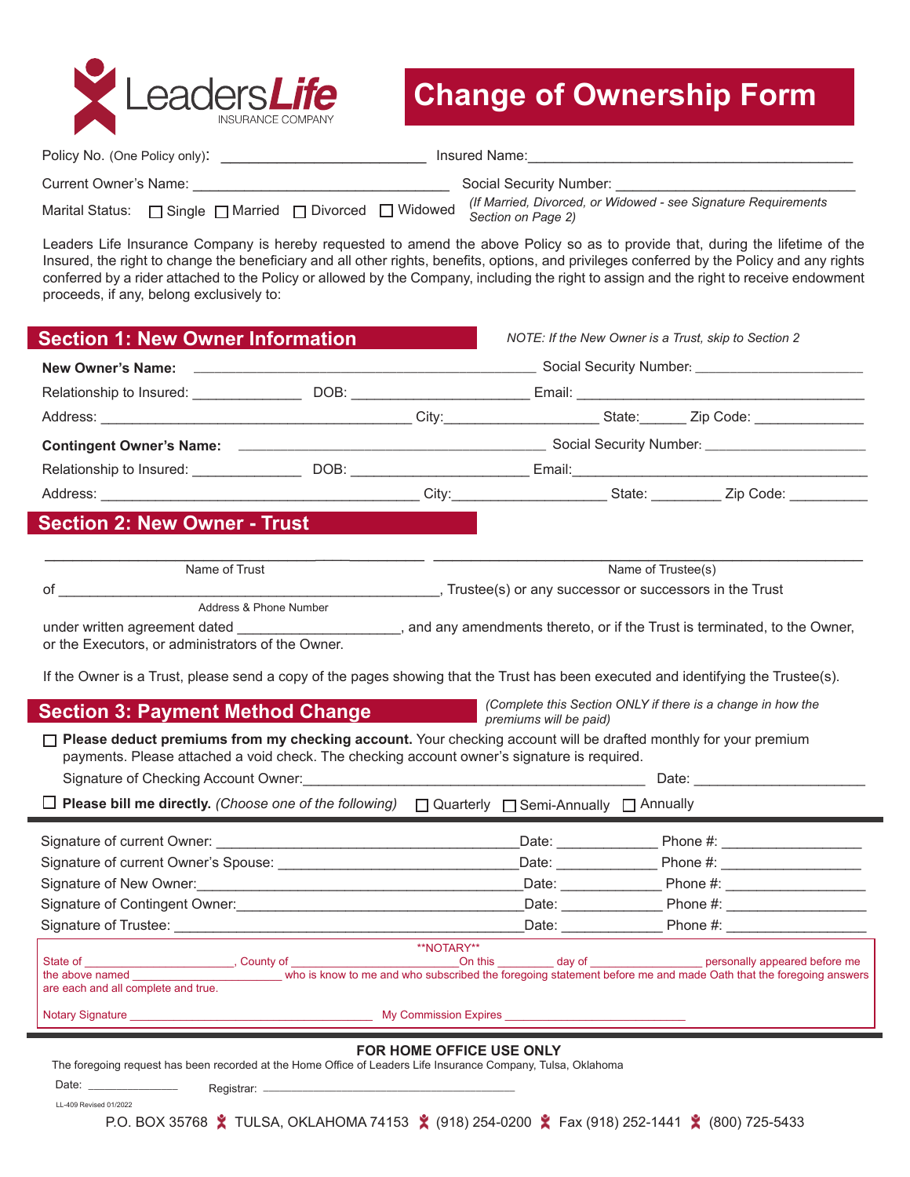LeadersLife INSURANCE COMPANY

# Change of Ownership Form

Policy No. (One Policy only): ______________________ Insured Name: ______________________________________

Current Owner's Name: ____________________________ Social Security Number: ___________________________

Marital Status: ☐ Single ☐ Married ☐ Divorced ☐ Widowed *(If Married, Divorced, or Widowed - see Signature Requirements Section on Page 2)*

Leaders Life Insurance Company is hereby requested to amend the above Policy so as to provide that, during the lifetime of the Insured, the right to change the beneficiary and all other rights, benefits, options, and privileges conferred by the Policy and any rights conferred by a rider attached to the Policy or allowed by the Company, including the right to assign and the right to receive endowment proceeds, if any, belong exclusively to:

## Section 1: New Owner Information

*NOTE: If the New Owner is a Trust, skip to Section 2*

**New Owner's Name:** ______________________________________ Social Security Number: ____________________

Relationship to Insured: ____________ DOB: ____________________ Email: ___________________________________

Address: ___________________________________ City: __________________ State: _____ Zip Code: ____________

**Contingent Owner's Name:** __________________________________ Social Security Number: ____________________

Relationship to Insured: ____________ DOB: ____________________ Email: ___________________________________

Address: ___________________________________ City: __________________ State: ________ Zip Code: _________

## Section 2: New Owner - Trust

______________________________________ ______________________________________

Name of Trust  Name of Trustee(s)

of ______________________________________________, Trustee(s) or any successor or successors in the Trust

Address & Phone Number

under written agreement dated __________________, and any amendments thereto, or if the Trust is terminated, to the Owner, or the Executors, or administrators of the Owner.

If the Owner is a Trust, please send a copy of the pages showing that the Trust has been executed and identifying the Trustee(s).

## Section 3: Payment Method Change

*(Complete this Section ONLY if there is a change in how the premiums will be paid)*

☐ **Please deduct premiums from my checking account.** Your checking account will be drafted monthly for your premium payments. Please attached a void check. The checking account owner's signature is required.

Signature of Checking Account Owner: ________________________________________ Date: ____________________

☐ **Please bill me directly.** *(Choose one of the following)* ☐ Quarterly ☐ Semi-Annually ☐ Annually

Signature of current Owner: ____________________________________ Date: ____________ Phone #: ________________

Signature of current Owner's Spouse: ____________________________ Date: ____________ Phone #: ________________

Signature of New Owner: _______________________________________ Date: ____________ Phone #: ________________

Signature of Contingent Owner: __________________________________ Date: ____________ Phone #: ________________

Signature of Trustee: __________________________________________ Date: ____________ Phone #: ________________

**NOTARY**

State of ____________________, County of ____________________ On this ________ day of ________________ personally appeared before me the above named ____________________ who is know to me and who subscribed the foregoing statement before me and made Oath that the foregoing answers are each and all complete and true.

Notary Signature ________________________________ My Commission Expires ________________________

**FOR HOME OFFICE USE ONLY**

The foregoing request has been recorded at the Home Office of Leaders Life Insurance Company, Tulsa, Oklahoma

Date: ______________ Registrar: ______________________________________

LL-409 Revised 01/2022

P.O. BOX 35768 ✖ TULSA, OKLAHOMA 74153 ✖ (918) 254-0200 ✖ Fax (918) 252-1441 ✖ (800) 725-5433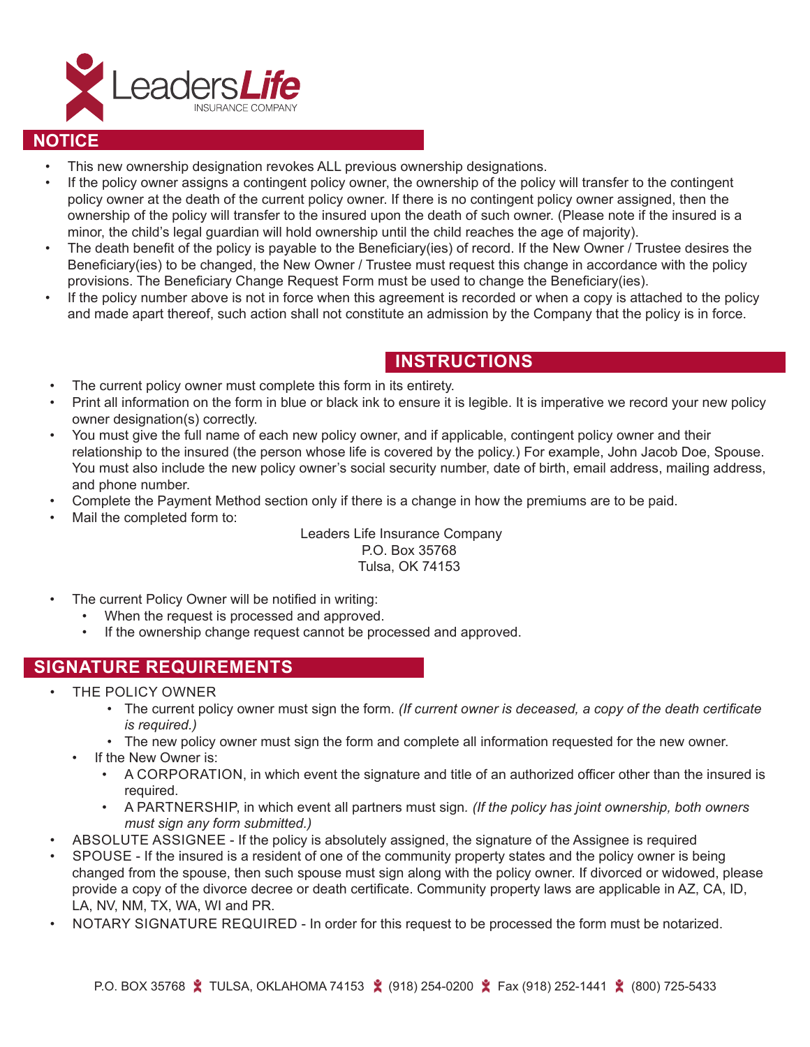LeadersLife
INSURANCE COMPANY

## NOTICE

- This new ownership designation revokes ALL previous ownership designations.
- If the policy owner assigns a contingent policy owner, the ownership of the policy will transfer to the contingent policy owner at the death of the current policy owner. If there is no contingent policy owner assigned, then the ownership of the policy will transfer to the insured upon the death of such owner. (Please note if the insured is a minor, the child's legal guardian will hold ownership until the child reaches the age of majority).
- The death benefit of the policy is payable to the Beneficiary(ies) of record. If the New Owner / Trustee desires the Beneficiary(ies) to be changed, the New Owner / Trustee must request this change in accordance with the policy provisions. The Beneficiary Change Request Form must be used to change the Beneficiary(ies).
- If the policy number above is not in force when this agreement is recorded or when a copy is attached to the policy and made apart thereof, such action shall not constitute an admission by the Company that the policy is in force.

## INSTRUCTIONS

- The current policy owner must complete this form in its entirety.
- Print all information on the form in blue or black ink to ensure it is legible. It is imperative we record your new policy owner designation(s) correctly.
- You must give the full name of each new policy owner, and if applicable, contingent policy owner and their relationship to the insured (the person whose life is covered by the policy.) For example, John Jacob Doe, Spouse. You must also include the new policy owner's social security number, date of birth, email address, mailing address, and phone number.
- Complete the Payment Method section only if there is a change in how the premiums are to be paid.
- Mail the completed form to:

Leaders Life Insurance Company
P.O. Box 35768
Tulsa, OK 74153

- The current Policy Owner will be notified in writing:
  - When the request is processed and approved.
  - If the ownership change request cannot be processed and approved.

## SIGNATURE REQUIREMENTS

- THE POLICY OWNER
  - The current policy owner must sign the form. *(If current owner is deceased, a copy of the death certificate is required.)*
  - The new policy owner must sign the form and complete all information requested for the new owner.
  - If the New Owner is:
    - A CORPORATION, in which event the signature and title of an authorized officer other than the insured is required.
    - A PARTNERSHIP, in which event all partners must sign. *(If the policy has joint ownership, both owners must sign any form submitted.)*
- ABSOLUTE ASSIGNEE - If the policy is absolutely assigned, the signature of the Assignee is required
- SPOUSE - If the insured is a resident of one of the community property states and the policy owner is being changed from the spouse, then such spouse must sign along with the policy owner. If divorced or widowed, please provide a copy of the divorce decree or death certificate. Community property laws are applicable in AZ, CA, ID, LA, NV, NM, TX, WA, WI and PR.
- NOTARY SIGNATURE REQUIRED - In order for this request to be processed the form must be notarized.

P.O. BOX 35768 TULSA, OKLAHOMA 74153 (918) 254-0200 Fax (918) 252-1441 (800) 725-5433